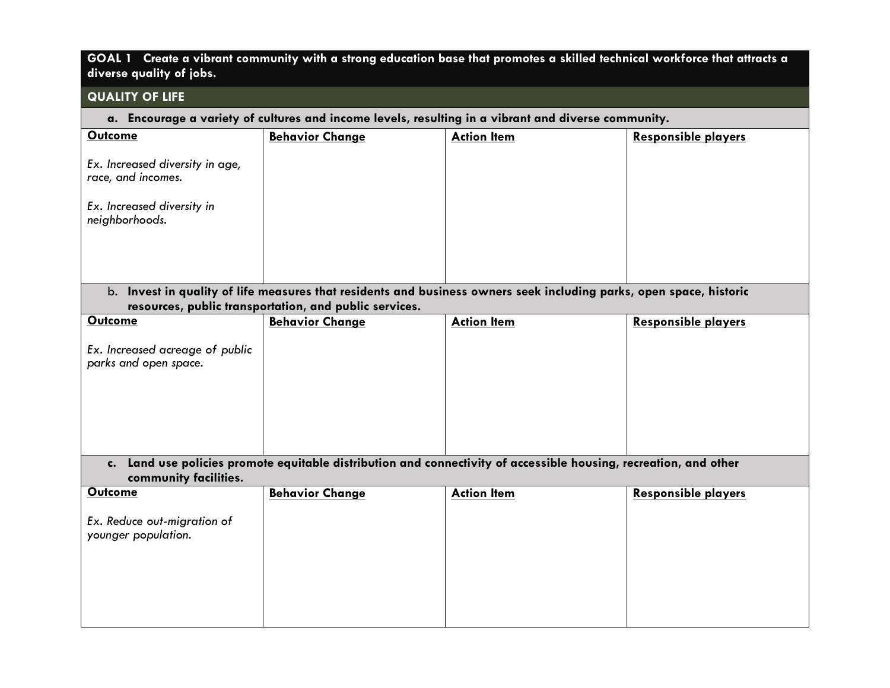## GOAL 1 Create a vibrant community with a strong education base that promotes a skilled technical workforce that attracts a diverse quality of jobs.

### QUALITY OF LIFE

**a. Encourage a variety of cultures and income levels, resulting in a vibrant and diverse community.**

| Outcome | Behavior Change | Action Item | Responsible players |
|---|---|---|---|
| *Ex. Increased diversity in age, race, and incomes.*<br><br>*Ex. Increased diversity in neighborhoods.* | | | |

**b. Invest in quality of life measures that residents and business owners seek including parks, open space, historic resources, public transportation, and public services.**

| Outcome | Behavior Change | Action Item | Responsible players |
|---|---|---|---|
| *Ex. Increased acreage of public parks and open space.* | | | |

**c. Land use policies promote equitable distribution and connectivity of accessible housing, recreation, and other community facilities.**

| Outcome | Behavior Change | Action Item | Responsible players |
|---|---|---|---|
| *Ex. Reduce out-migration of younger population.* | | | |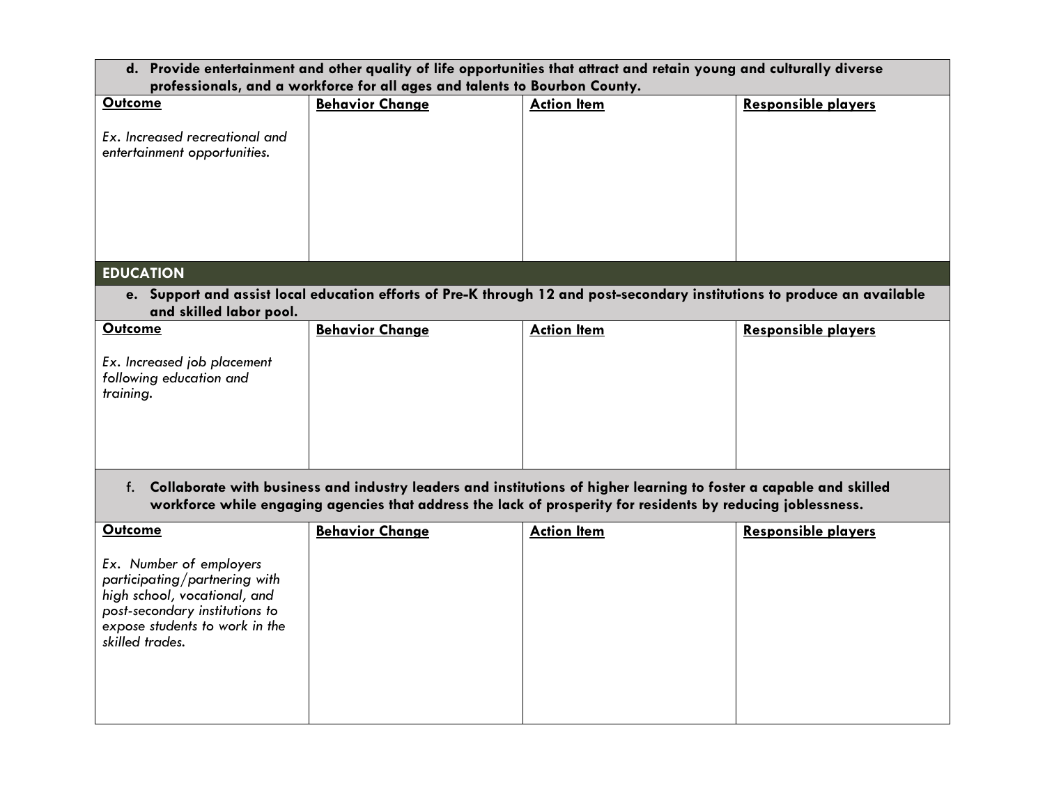**d. Provide entertainment and other quality of life opportunities that attract and retain young and culturally diverse professionals, and a workforce for all ages and talents to Bourbon County.**

| Outcome | Behavior Change | Action Item | Responsible players |
|---|---|---|---|
| *Ex. Increased recreational and entertainment opportunities.* | | | |

## EDUCATION

**e. Support and assist local education efforts of Pre-K through 12 and post-secondary institutions to produce an available and skilled labor pool.**

| Outcome | Behavior Change | Action Item | Responsible players |
|---|---|---|---|
| *Ex. Increased job placement following education and training.* | | | |

**f. Collaborate with business and industry leaders and institutions of higher learning to foster a capable and skilled workforce while engaging agencies that address the lack of prosperity for residents by reducing joblessness.**

| Outcome | Behavior Change | Action Item | Responsible players |
|---|---|---|---|
| *Ex. Number of employers participating/partnering with high school, vocational, and post-secondary institutions to expose students to work in the skilled trades.* | | | |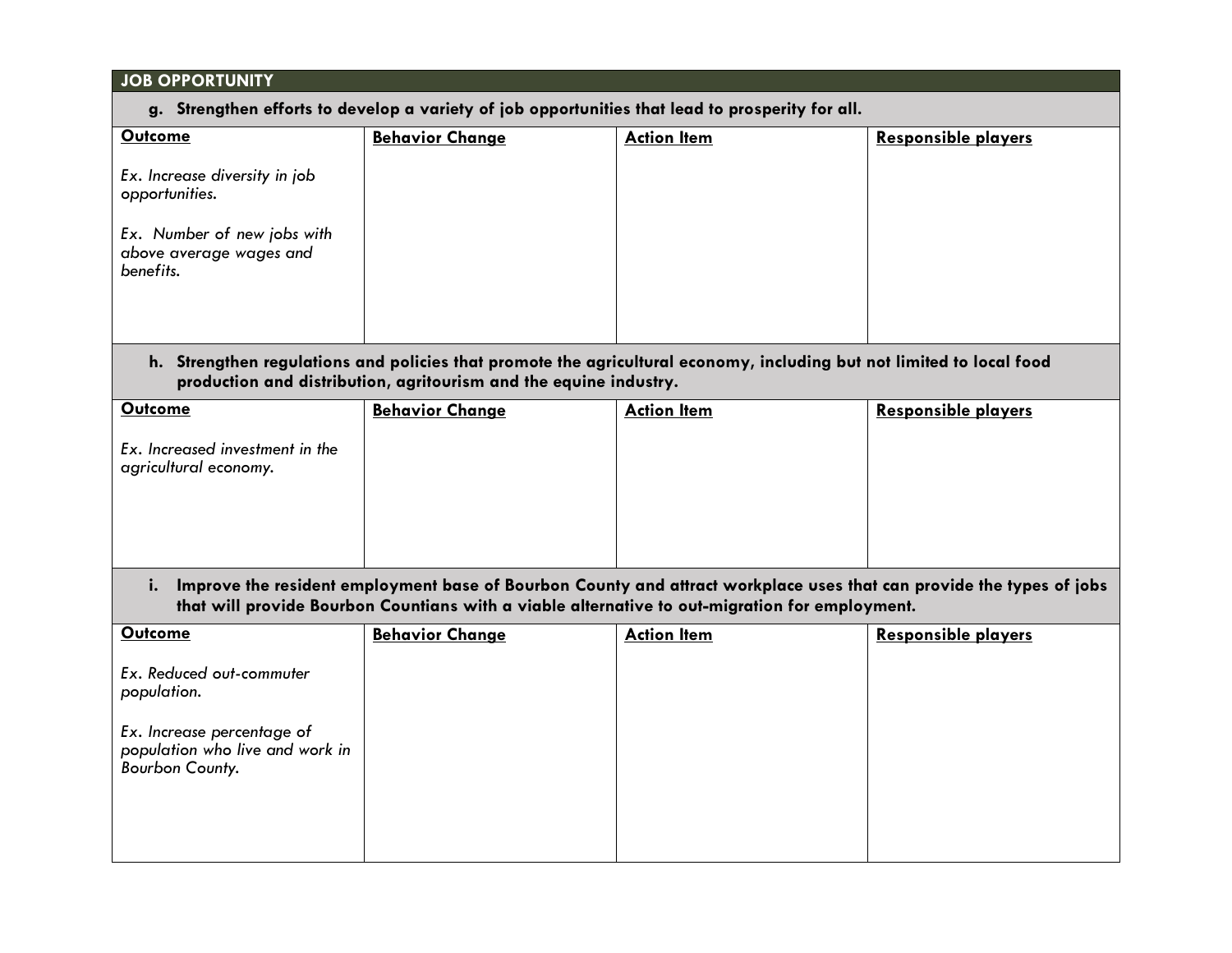## JOB OPPORTUNITY

**g. Strengthen efforts to develop a variety of job opportunities that lead to prosperity for all.**

| **Outcome** | **Behavior Change** | **Action Item** | **Responsible players** |
|---|---|---|---|
| *Ex. Increase diversity in job opportunities.*<br><br>*Ex. Number of new jobs with above average wages and benefits.* | | | |

**h. Strengthen regulations and policies that promote the agricultural economy, including but not limited to local food production and distribution, agritourism and the equine industry.**

| **Outcome** | **Behavior Change** | **Action Item** | **Responsible players** |
|---|---|---|---|
| *Ex. Increased investment in the agricultural economy.* | | | |

**i. Improve the resident employment base of Bourbon County and attract workplace uses that can provide the types of jobs that will provide Bourbon Countians with a viable alternative to out-migration for employment.**

| **Outcome** | **Behavior Change** | **Action Item** | **Responsible players** |
|---|---|---|---|
| *Ex. Reduced out-commuter population.*<br><br>*Ex. Increase percentage of population who live and work in Bourbon County.* | | | |